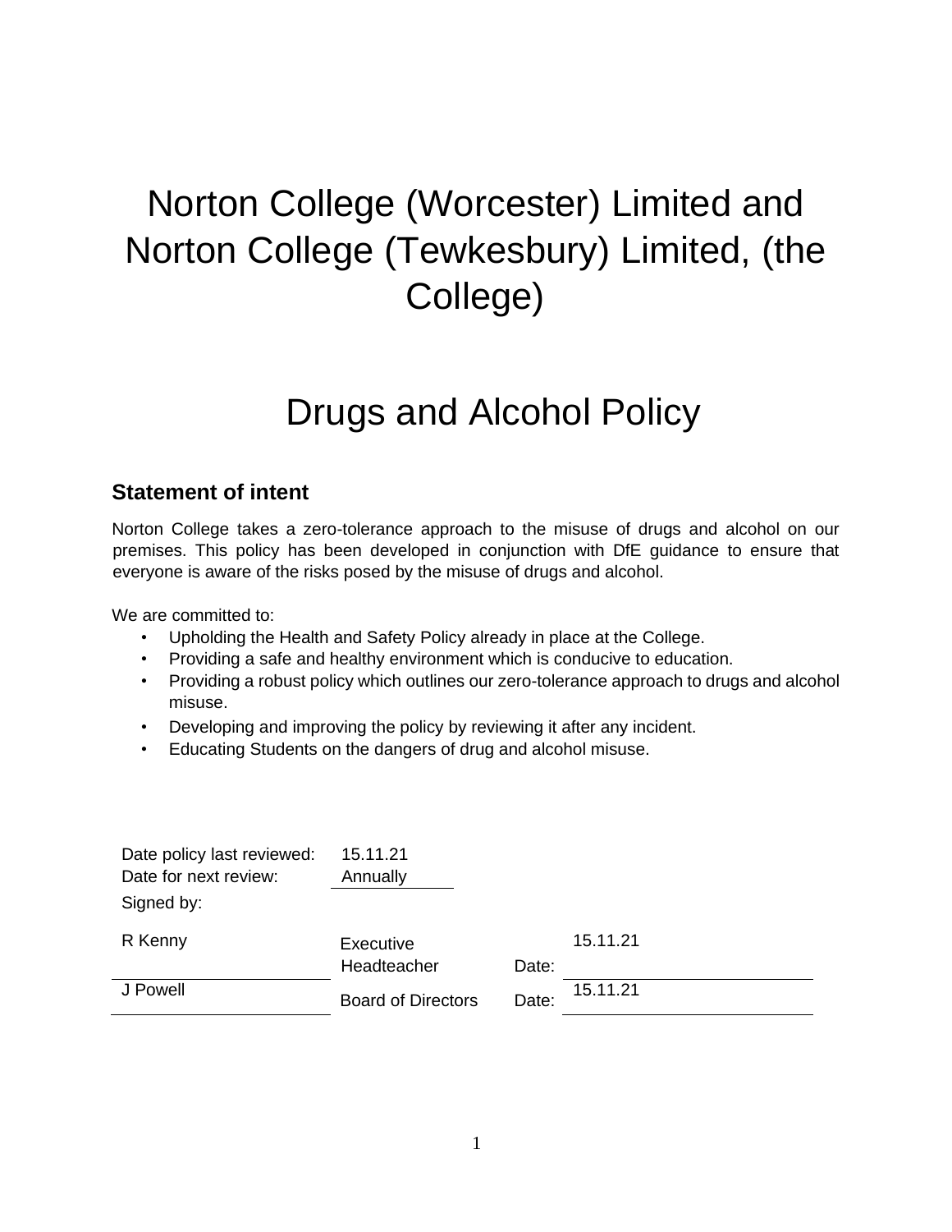# Norton College (Worcester) Limited and Norton College (Tewkesbury) Limited, (the College)

# Drugs and Alcohol Policy

## Statement of intent

Norton College takes a zero-tolerance approach to the misuse of drugs and alcohol on our premises. This policy has been developed in conjunction with DfE guidance to ensure that everyone is aware of the risks posed by the misuse of drugs and alcohol.

We are committed to:

- Upholding the Health and Safety Policy already in place at the College.
- Providing a safe and healthy environment which is conducive to education.
- Providing a robust policy which outlines our zero-tolerance approach to drugs and alcohol misuse.
- Developing and improving the policy by reviewing it after any incident.
- Educating Students on the dangers of drug and alcohol misuse.

| | | | |
|---|---|---|---|
| Date policy last reviewed: | 15.11.21 | | |
| Date for next review: | Annually | | |
| Signed by: | | | |
| R Kenny | Executive Headteacher | Date: | 15.11.21 |
| J Powell | Board of Directors | Date: | 15.11.21 |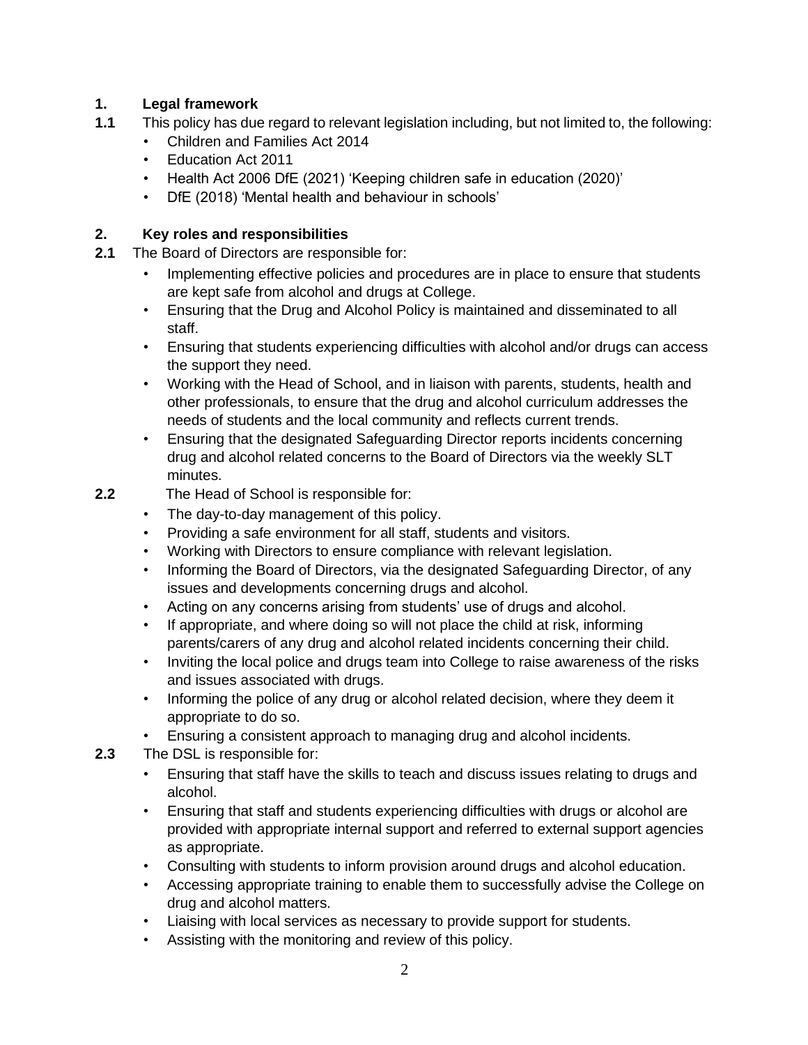## 1. Legal framework

**1.1** This policy has due regard to relevant legislation including, but not limited to, the following:

- Children and Families Act 2014
- Education Act 2011
- Health Act 2006 DfE (2021) 'Keeping children safe in education (2020)'
- DfE (2018) 'Mental health and behaviour in schools'

## 2. Key roles and responsibilities

**2.1** The Board of Directors are responsible for:

- Implementing effective policies and procedures are in place to ensure that students are kept safe from alcohol and drugs at College.
- Ensuring that the Drug and Alcohol Policy is maintained and disseminated to all staff.
- Ensuring that students experiencing difficulties with alcohol and/or drugs can access the support they need.
- Working with the Head of School, and in liaison with parents, students, health and other professionals, to ensure that the drug and alcohol curriculum addresses the needs of students and the local community and reflects current trends.
- Ensuring that the designated Safeguarding Director reports incidents concerning drug and alcohol related concerns to the Board of Directors via the weekly SLT minutes.

**2.2** The Head of School is responsible for:

- The day-to-day management of this policy.
- Providing a safe environment for all staff, students and visitors.
- Working with Directors to ensure compliance with relevant legislation.
- Informing the Board of Directors, via the designated Safeguarding Director, of any issues and developments concerning drugs and alcohol.
- Acting on any concerns arising from students' use of drugs and alcohol.
- If appropriate, and where doing so will not place the child at risk, informing parents/carers of any drug and alcohol related incidents concerning their child.
- Inviting the local police and drugs team into College to raise awareness of the risks and issues associated with drugs.
- Informing the police of any drug or alcohol related decision, where they deem it appropriate to do so.
- Ensuring a consistent approach to managing drug and alcohol incidents.

**2.3** The DSL is responsible for:

- Ensuring that staff have the skills to teach and discuss issues relating to drugs and alcohol.
- Ensuring that staff and students experiencing difficulties with drugs or alcohol are provided with appropriate internal support and referred to external support agencies as appropriate.
- Consulting with students to inform provision around drugs and alcohol education.
- Accessing appropriate training to enable them to successfully advise the College on drug and alcohol matters.
- Liaising with local services as necessary to provide support for students.
- Assisting with the monitoring and review of this policy.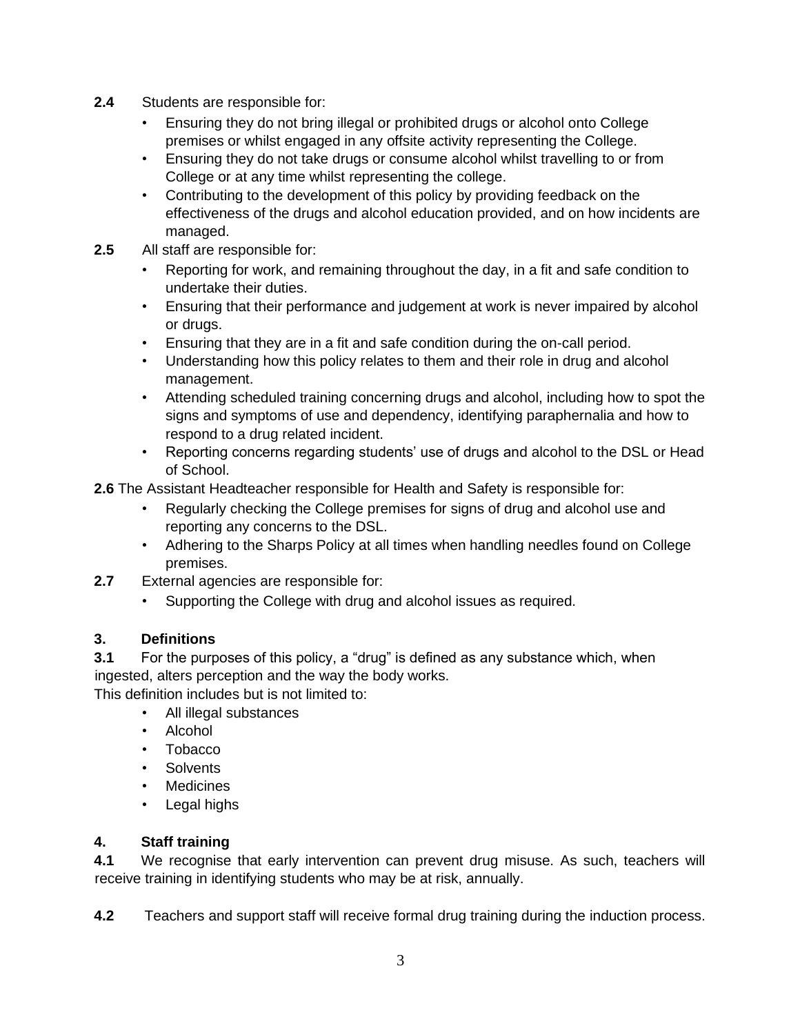**2.4** Students are responsible for:

- Ensuring they do not bring illegal or prohibited drugs or alcohol onto College premises or whilst engaged in any offsite activity representing the College.
- Ensuring they do not take drugs or consume alcohol whilst travelling to or from College or at any time whilst representing the college.
- Contributing to the development of this policy by providing feedback on the effectiveness of the drugs and alcohol education provided, and on how incidents are managed.

**2.5** All staff are responsible for:

- Reporting for work, and remaining throughout the day, in a fit and safe condition to undertake their duties.
- Ensuring that their performance and judgement at work is never impaired by alcohol or drugs.
- Ensuring that they are in a fit and safe condition during the on-call period.
- Understanding how this policy relates to them and their role in drug and alcohol management.
- Attending scheduled training concerning drugs and alcohol, including how to spot the signs and symptoms of use and dependency, identifying paraphernalia and how to respond to a drug related incident.
- Reporting concerns regarding students' use of drugs and alcohol to the DSL or Head of School.

**2.6** The Assistant Headteacher responsible for Health and Safety is responsible for:

- Regularly checking the College premises for signs of drug and alcohol use and reporting any concerns to the DSL.
- Adhering to the Sharps Policy at all times when handling needles found on College premises.

**2.7** External agencies are responsible for:

- Supporting the College with drug and alcohol issues as required.

## 3. Definitions

**3.1** For the purposes of this policy, a "drug" is defined as any substance which, when ingested, alters perception and the way the body works.

This definition includes but is not limited to:

- All illegal substances
- Alcohol
- Tobacco
- Solvents
- Medicines
- Legal highs

## 4. Staff training

**4.1** We recognise that early intervention can prevent drug misuse. As such, teachers will receive training in identifying students who may be at risk, annually.

**4.2** Teachers and support staff will receive formal drug training during the induction process.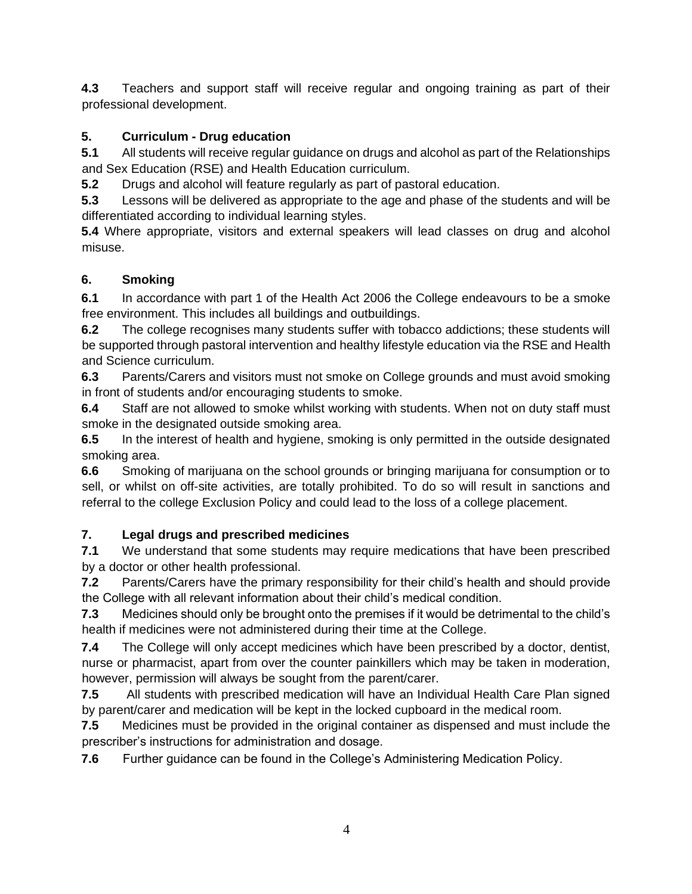**4.3** Teachers and support staff will receive regular and ongoing training as part of their professional development.

## 5. Curriculum - Drug education

**5.1** All students will receive regular guidance on drugs and alcohol as part of the Relationships and Sex Education (RSE) and Health Education curriculum.

**5.2** Drugs and alcohol will feature regularly as part of pastoral education.

**5.3** Lessons will be delivered as appropriate to the age and phase of the students and will be differentiated according to individual learning styles.

**5.4** Where appropriate, visitors and external speakers will lead classes on drug and alcohol misuse.

## 6. Smoking

**6.1** In accordance with part 1 of the Health Act 2006 the College endeavours to be a smoke free environment. This includes all buildings and outbuildings.

**6.2** The college recognises many students suffer with tobacco addictions; these students will be supported through pastoral intervention and healthy lifestyle education via the RSE and Health and Science curriculum.

**6.3** Parents/Carers and visitors must not smoke on College grounds and must avoid smoking in front of students and/or encouraging students to smoke.

**6.4** Staff are not allowed to smoke whilst working with students. When not on duty staff must smoke in the designated outside smoking area.

**6.5** In the interest of health and hygiene, smoking is only permitted in the outside designated smoking area.

**6.6** Smoking of marijuana on the school grounds or bringing marijuana for consumption or to sell, or whilst on off-site activities, are totally prohibited. To do so will result in sanctions and referral to the college Exclusion Policy and could lead to the loss of a college placement.

## 7. Legal drugs and prescribed medicines

**7.1** We understand that some students may require medications that have been prescribed by a doctor or other health professional.

**7.2** Parents/Carers have the primary responsibility for their child's health and should provide the College with all relevant information about their child's medical condition.

**7.3** Medicines should only be brought onto the premises if it would be detrimental to the child's health if medicines were not administered during their time at the College.

**7.4** The College will only accept medicines which have been prescribed by a doctor, dentist, nurse or pharmacist, apart from over the counter painkillers which may be taken in moderation, however, permission will always be sought from the parent/carer.

**7.5** All students with prescribed medication will have an Individual Health Care Plan signed by parent/carer and medication will be kept in the locked cupboard in the medical room.

**7.5** Medicines must be provided in the original container as dispensed and must include the prescriber's instructions for administration and dosage.

**7.6** Further guidance can be found in the College's Administering Medication Policy.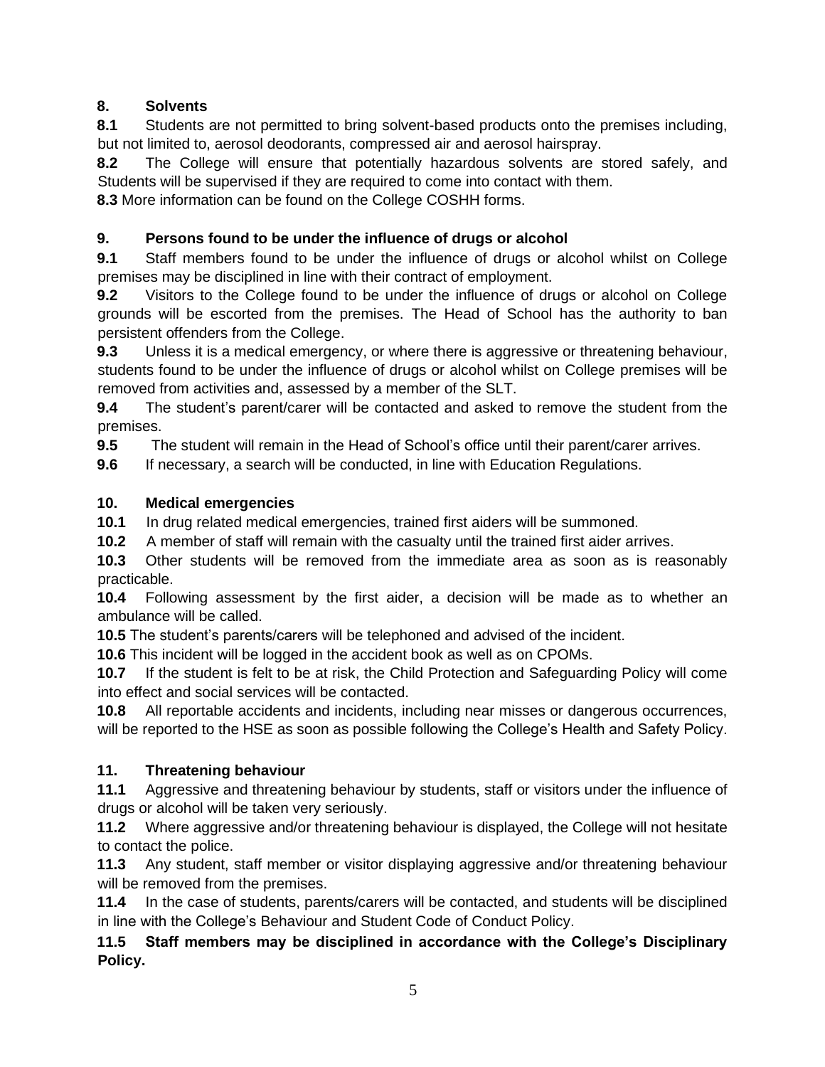## 8. Solvents

**8.1** Students are not permitted to bring solvent-based products onto the premises including, but not limited to, aerosol deodorants, compressed air and aerosol hairspray.

**8.2** The College will ensure that potentially hazardous solvents are stored safely, and Students will be supervised if they are required to come into contact with them.

**8.3** More information can be found on the College COSHH forms.

## 9. Persons found to be under the influence of drugs or alcohol

**9.1** Staff members found to be under the influence of drugs or alcohol whilst on College premises may be disciplined in line with their contract of employment.

**9.2** Visitors to the College found to be under the influence of drugs or alcohol on College grounds will be escorted from the premises. The Head of School has the authority to ban persistent offenders from the College.

**9.3** Unless it is a medical emergency, or where there is aggressive or threatening behaviour, students found to be under the influence of drugs or alcohol whilst on College premises will be removed from activities and, assessed by a member of the SLT.

**9.4** The student's parent/carer will be contacted and asked to remove the student from the premises.

**9.5** The student will remain in the Head of School's office until their parent/carer arrives.

**9.6** If necessary, a search will be conducted, in line with Education Regulations.

## 10. Medical emergencies

**10.1** In drug related medical emergencies, trained first aiders will be summoned.

**10.2** A member of staff will remain with the casualty until the trained first aider arrives.

**10.3** Other students will be removed from the immediate area as soon as is reasonably practicable.

**10.4** Following assessment by the first aider, a decision will be made as to whether an ambulance will be called.

**10.5** The student's parents/carers will be telephoned and advised of the incident.

**10.6** This incident will be logged in the accident book as well as on CPOMs.

**10.7** If the student is felt to be at risk, the Child Protection and Safeguarding Policy will come into effect and social services will be contacted.

**10.8** All reportable accidents and incidents, including near misses or dangerous occurrences, will be reported to the HSE as soon as possible following the College's Health and Safety Policy.

## 11. Threatening behaviour

**11.1** Aggressive and threatening behaviour by students, staff or visitors under the influence of drugs or alcohol will be taken very seriously.

**11.2** Where aggressive and/or threatening behaviour is displayed, the College will not hesitate to contact the police.

**11.3** Any student, staff member or visitor displaying aggressive and/or threatening behaviour will be removed from the premises.

**11.4** In the case of students, parents/carers will be contacted, and students will be disciplined in line with the College's Behaviour and Student Code of Conduct Policy.

**11.5 Staff members may be disciplined in accordance with the College's Disciplinary Policy.**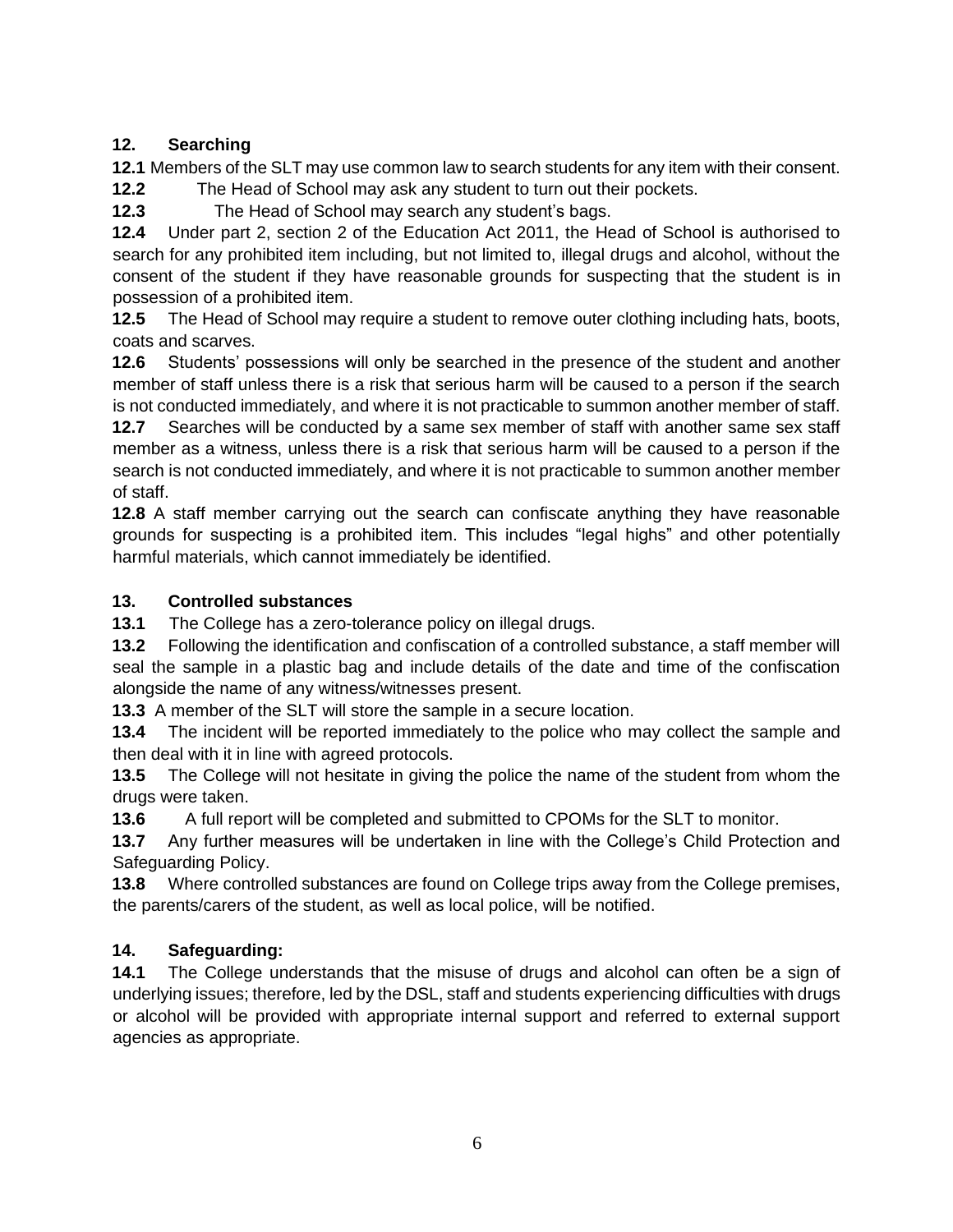## 12. Searching

**12.1** Members of the SLT may use common law to search students for any item with their consent.

**12.2** The Head of School may ask any student to turn out their pockets.

**12.3** The Head of School may search any student's bags.

**12.4** Under part 2, section 2 of the Education Act 2011, the Head of School is authorised to search for any prohibited item including, but not limited to, illegal drugs and alcohol, without the consent of the student if they have reasonable grounds for suspecting that the student is in possession of a prohibited item.

**12.5** The Head of School may require a student to remove outer clothing including hats, boots, coats and scarves.

**12.6** Students' possessions will only be searched in the presence of the student and another member of staff unless there is a risk that serious harm will be caused to a person if the search is not conducted immediately, and where it is not practicable to summon another member of staff.

**12.7** Searches will be conducted by a same sex member of staff with another same sex staff member as a witness, unless there is a risk that serious harm will be caused to a person if the search is not conducted immediately, and where it is not practicable to summon another member of staff.

**12.8** A staff member carrying out the search can confiscate anything they have reasonable grounds for suspecting is a prohibited item. This includes "legal highs" and other potentially harmful materials, which cannot immediately be identified.

## 13. Controlled substances

**13.1** The College has a zero-tolerance policy on illegal drugs.

**13.2** Following the identification and confiscation of a controlled substance, a staff member will seal the sample in a plastic bag and include details of the date and time of the confiscation alongside the name of any witness/witnesses present.

**13.3** A member of the SLT will store the sample in a secure location.

**13.4** The incident will be reported immediately to the police who may collect the sample and then deal with it in line with agreed protocols.

**13.5** The College will not hesitate in giving the police the name of the student from whom the drugs were taken.

**13.6** A full report will be completed and submitted to CPOMs for the SLT to monitor.

**13.7** Any further measures will be undertaken in line with the College's Child Protection and Safeguarding Policy.

**13.8** Where controlled substances are found on College trips away from the College premises, the parents/carers of the student, as well as local police, will be notified.

## 14. Safeguarding:

**14.1** The College understands that the misuse of drugs and alcohol can often be a sign of underlying issues; therefore, led by the DSL, staff and students experiencing difficulties with drugs or alcohol will be provided with appropriate internal support and referred to external support agencies as appropriate.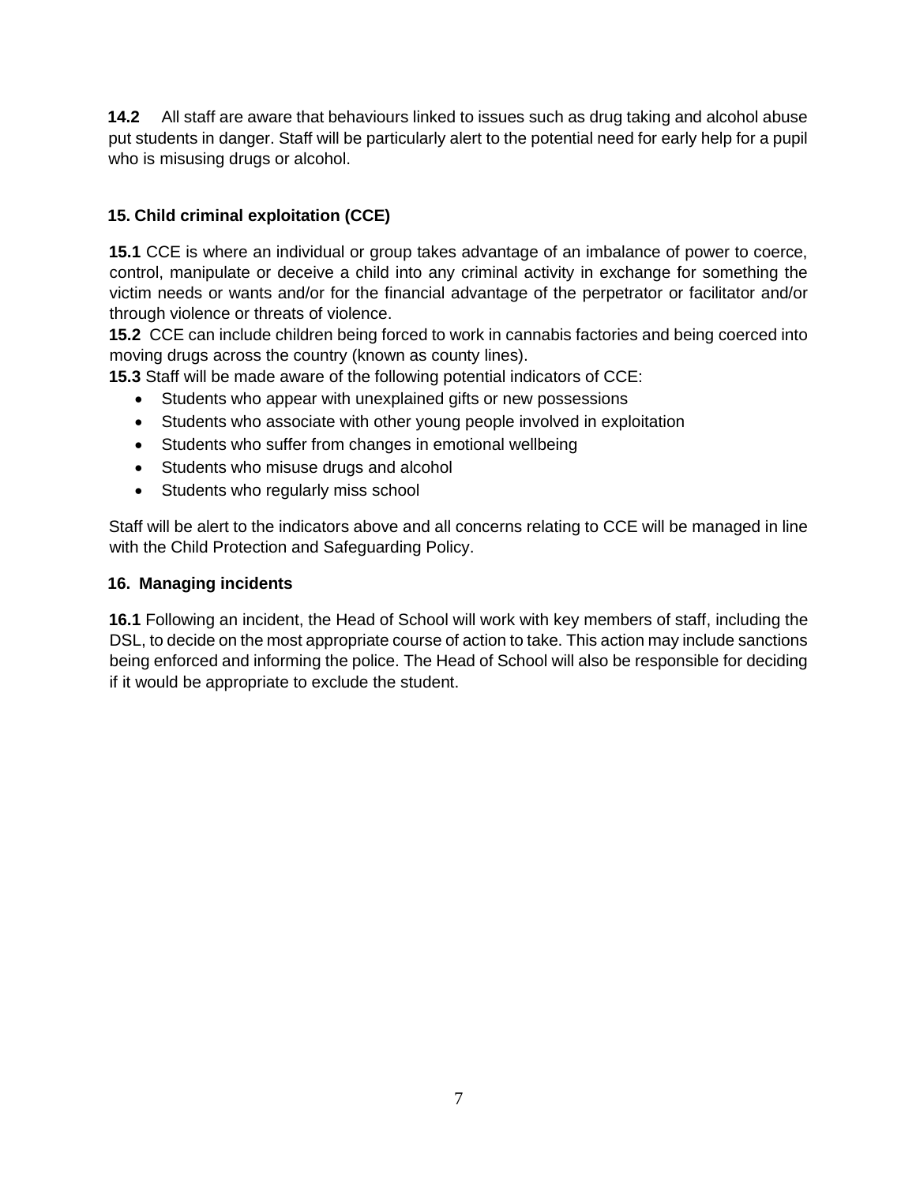**14.2** All staff are aware that behaviours linked to issues such as drug taking and alcohol abuse put students in danger. Staff will be particularly alert to the potential need for early help for a pupil who is misusing drugs or alcohol.

## 15. Child criminal exploitation (CCE)

**15.1** CCE is where an individual or group takes advantage of an imbalance of power to coerce, control, manipulate or deceive a child into any criminal activity in exchange for something the victim needs or wants and/or for the financial advantage of the perpetrator or facilitator and/or through violence or threats of violence.

**15.2** CCE can include children being forced to work in cannabis factories and being coerced into moving drugs across the country (known as county lines).

**15.3** Staff will be made aware of the following potential indicators of CCE:

- Students who appear with unexplained gifts or new possessions
- Students who associate with other young people involved in exploitation
- Students who suffer from changes in emotional wellbeing
- Students who misuse drugs and alcohol
- Students who regularly miss school

Staff will be alert to the indicators above and all concerns relating to CCE will be managed in line with the Child Protection and Safeguarding Policy.

## 16. Managing incidents

**16.1** Following an incident, the Head of School will work with key members of staff, including the DSL, to decide on the most appropriate course of action to take. This action may include sanctions being enforced and informing the police. The Head of School will also be responsible for deciding if it would be appropriate to exclude the student.